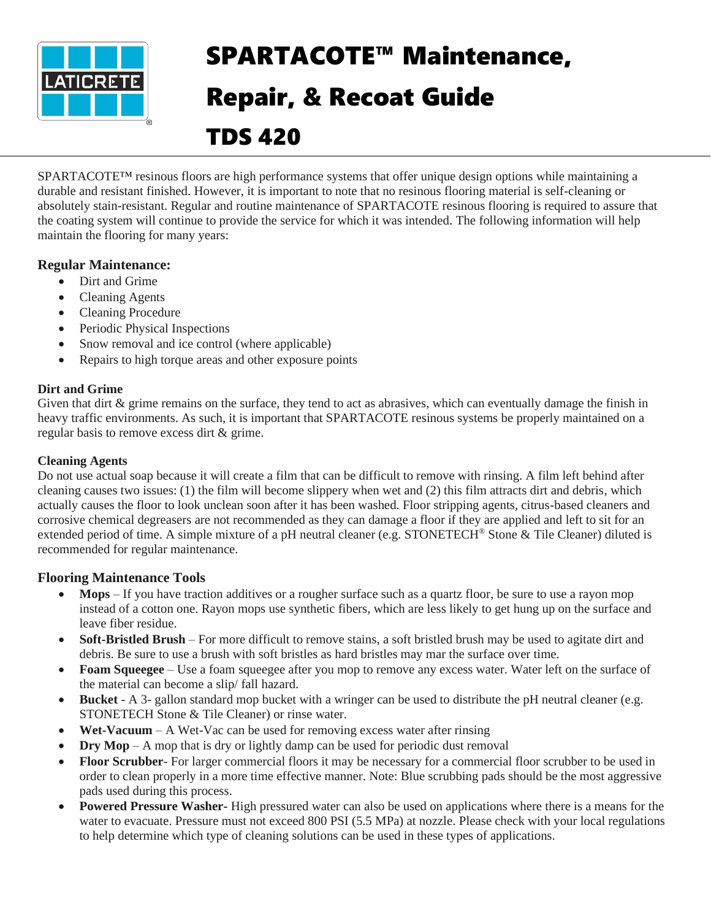# SPARTACOTE™ Maintenance, Repair, & Recoat Guide

# TDS 420

SPARTACOTE™ resinous floors are high performance systems that offer unique design options while maintaining a durable and resistant finished. However, it is important to note that no resinous flooring material is self-cleaning or absolutely stain-resistant. Regular and routine maintenance of SPARTACOTE resinous flooring is required to assure that the coating system will continue to provide the service for which it was intended. The following information will help maintain the flooring for many years:

## Regular Maintenance:

- Dirt and Grime
- Cleaning Agents
- Cleaning Procedure
- Periodic Physical Inspections
- Snow removal and ice control (where applicable)
- Repairs to high torque areas and other exposure points

### Dirt and Grime

Given that dirt & grime remains on the surface, they tend to act as abrasives, which can eventually damage the finish in heavy traffic environments. As such, it is important that SPARTACOTE resinous systems be properly maintained on a regular basis to remove excess dirt & grime.

### Cleaning Agents

Do not use actual soap because it will create a film that can be difficult to remove with rinsing. A film left behind after cleaning causes two issues: (1) the film will become slippery when wet and (2) this film attracts dirt and debris, which actually causes the floor to look unclean soon after it has been washed. Floor stripping agents, citrus-based cleaners and corrosive chemical degreasers are not recommended as they can damage a floor if they are applied and left to sit for an extended period of time. A simple mixture of a pH neutral cleaner (e.g. STONETECH® Stone & Tile Cleaner) diluted is recommended for regular maintenance.

## Flooring Maintenance Tools

- **Mops** – If you have traction additives or a rougher surface such as a quartz floor, be sure to use a rayon mop instead of a cotton one. Rayon mops use synthetic fibers, which are less likely to get hung up on the surface and leave fiber residue.
- **Soft-Bristled Brush** – For more difficult to remove stains, a soft bristled brush may be used to agitate dirt and debris. Be sure to use a brush with soft bristles as hard bristles may mar the surface over time.
- **Foam Squeegee** – Use a foam squeegee after you mop to remove any excess water. Water left on the surface of the material can become a slip/ fall hazard.
- **Bucket** - A 3- gallon standard mop bucket with a wringer can be used to distribute the pH neutral cleaner (e.g. STONETECH Stone & Tile Cleaner) or rinse water.
- **Wet-Vacuum** – A Wet-Vac can be used for removing excess water after rinsing
- **Dry Mop** – A mop that is dry or lightly damp can be used for periodic dust removal
- **Floor Scrubber**- For larger commercial floors it may be necessary for a commercial floor scrubber to be used in order to clean properly in a more time effective manner. Note: Blue scrubbing pads should be the most aggressive pads used during this process.
- **Powered Pressure Washer**- High pressured water can also be used on applications where there is a means for the water to evacuate. Pressure must not exceed 800 PSI (5.5 MPa) at nozzle. Please check with your local regulations to help determine which type of cleaning solutions can be used in these types of applications.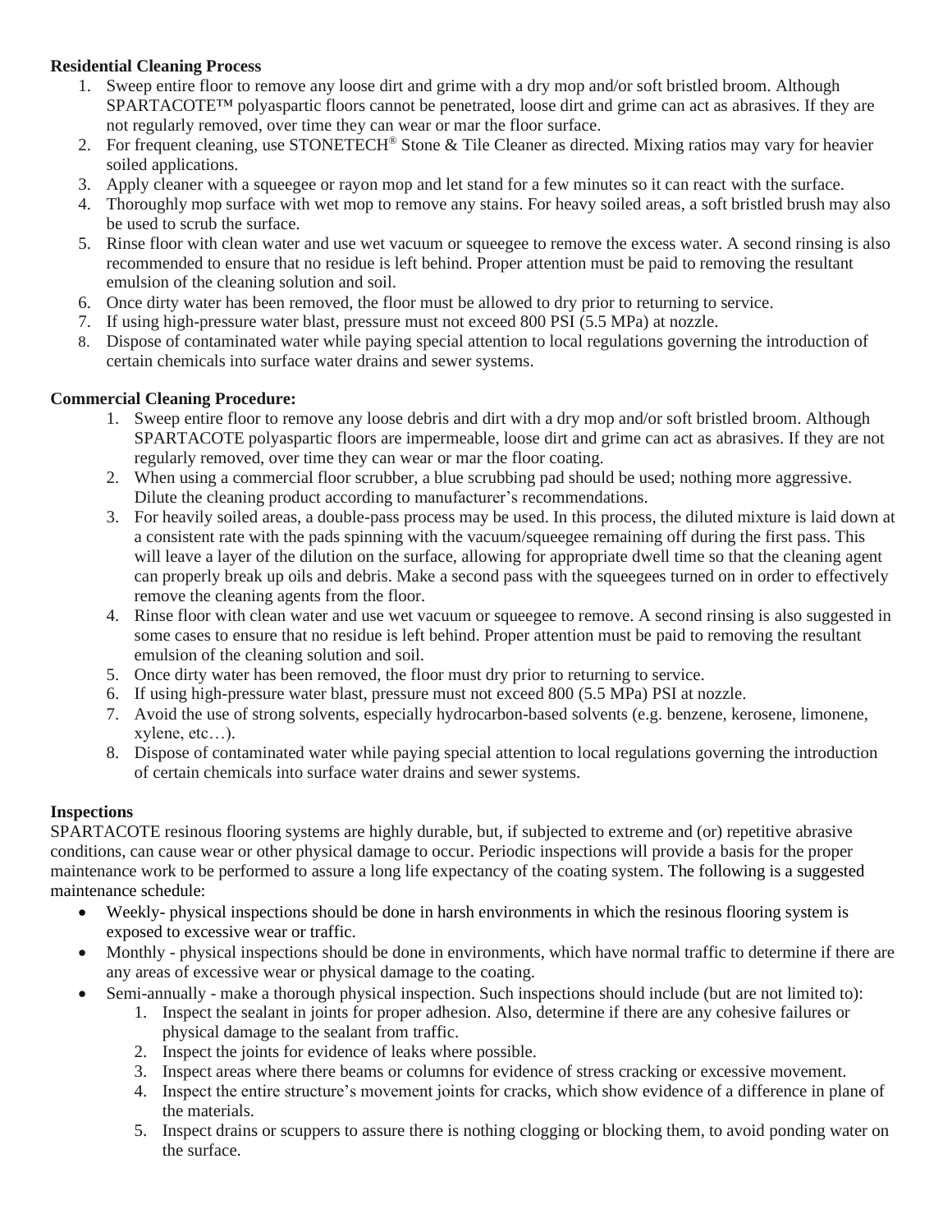**Residential Cleaning Process**

1. Sweep entire floor to remove any loose dirt and grime with a dry mop and/or soft bristled broom. Although SPARTACOTE™ polyaspartic floors cannot be penetrated, loose dirt and grime can act as abrasives. If they are not regularly removed, over time they can wear or mar the floor surface.
2. For frequent cleaning, use STONETECH® Stone & Tile Cleaner as directed. Mixing ratios may vary for heavier soiled applications.
3. Apply cleaner with a squeegee or rayon mop and let stand for a few minutes so it can react with the surface.
4. Thoroughly mop surface with wet mop to remove any stains. For heavy soiled areas, a soft bristled brush may also be used to scrub the surface.
5. Rinse floor with clean water and use wet vacuum or squeegee to remove the excess water. A second rinsing is also recommended to ensure that no residue is left behind. Proper attention must be paid to removing the resultant emulsion of the cleaning solution and soil.
6. Once dirty water has been removed, the floor must be allowed to dry prior to returning to service.
7. If using high-pressure water blast, pressure must not exceed 800 PSI (5.5 MPa) at nozzle.
8. Dispose of contaminated water while paying special attention to local regulations governing the introduction of certain chemicals into surface water drains and sewer systems.

**Commercial Cleaning Procedure:**

1. Sweep entire floor to remove any loose debris and dirt with a dry mop and/or soft bristled broom. Although SPARTACOTE polyaspartic floors are impermeable, loose dirt and grime can act as abrasives. If they are not regularly removed, over time they can wear or mar the floor coating.
2. When using a commercial floor scrubber, a blue scrubbing pad should be used; nothing more aggressive. Dilute the cleaning product according to manufacturer's recommendations.
3. For heavily soiled areas, a double-pass process may be used. In this process, the diluted mixture is laid down at a consistent rate with the pads spinning with the vacuum/squeegee remaining off during the first pass. This will leave a layer of the dilution on the surface, allowing for appropriate dwell time so that the cleaning agent can properly break up oils and debris. Make a second pass with the squeegees turned on in order to effectively remove the cleaning agents from the floor.
4. Rinse floor with clean water and use wet vacuum or squeegee to remove. A second rinsing is also suggested in some cases to ensure that no residue is left behind. Proper attention must be paid to removing the resultant emulsion of the cleaning solution and soil.
5. Once dirty water has been removed, the floor must dry prior to returning to service.
6. If using high-pressure water blast, pressure must not exceed 800 (5.5 MPa) PSI at nozzle.
7. Avoid the use of strong solvents, especially hydrocarbon-based solvents (e.g. benzene, kerosene, limonene, xylene, etc…).
8. Dispose of contaminated water while paying special attention to local regulations governing the introduction of certain chemicals into surface water drains and sewer systems.

**Inspections**

SPARTACOTE resinous flooring systems are highly durable, but, if subjected to extreme and (or) repetitive abrasive conditions, can cause wear or other physical damage to occur. Periodic inspections will provide a basis for the proper maintenance work to be performed to assure a long life expectancy of the coating system. The following is a suggested maintenance schedule:

- Weekly- physical inspections should be done in harsh environments in which the resinous flooring system is exposed to excessive wear or traffic.
- Monthly - physical inspections should be done in environments, which have normal traffic to determine if there are any areas of excessive wear or physical damage to the coating.
- Semi-annually - make a thorough physical inspection. Such inspections should include (but are not limited to):
  1. Inspect the sealant in joints for proper adhesion. Also, determine if there are any cohesive failures or physical damage to the sealant from traffic.
  2. Inspect the joints for evidence of leaks where possible.
  3. Inspect areas where there beams or columns for evidence of stress cracking or excessive movement.
  4. Inspect the entire structure's movement joints for cracks, which show evidence of a difference in plane of the materials.
  5. Inspect drains or scuppers to assure there is nothing clogging or blocking them, to avoid ponding water on the surface.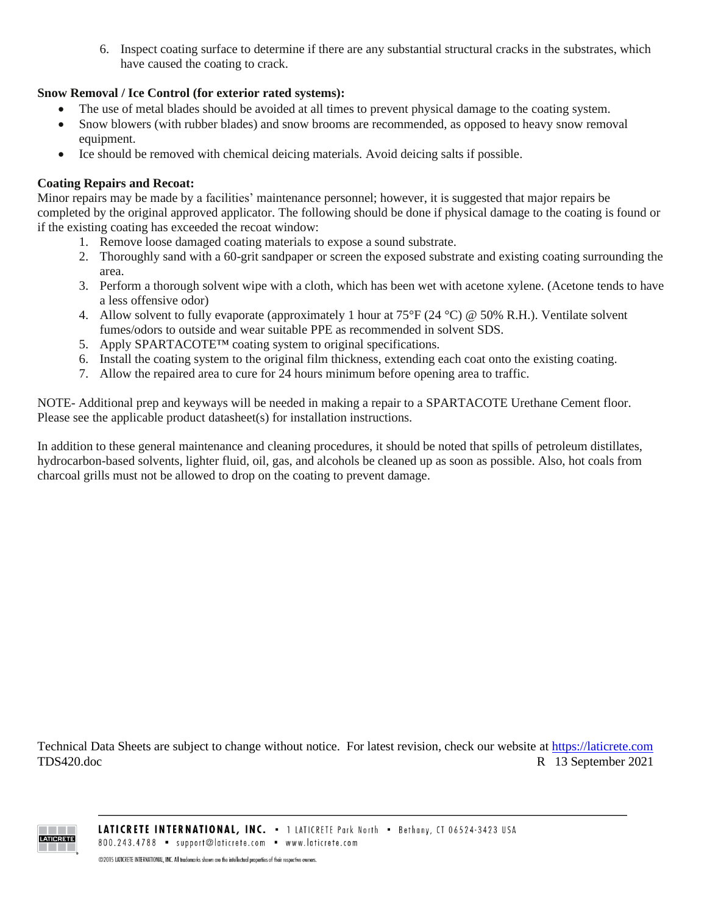6. Inspect coating surface to determine if there are any substantial structural cracks in the substrates, which have caused the coating to crack.

**Snow Removal / Ice Control (for exterior rated systems):**

- The use of metal blades should be avoided at all times to prevent physical damage to the coating system.
- Snow blowers (with rubber blades) and snow brooms are recommended, as opposed to heavy snow removal equipment.
- Ice should be removed with chemical deicing materials. Avoid deicing salts if possible.

**Coating Repairs and Recoat:**

Minor repairs may be made by a facilities' maintenance personnel; however, it is suggested that major repairs be completed by the original approved applicator. The following should be done if physical damage to the coating is found or if the existing coating has exceeded the recoat window:

1. Remove loose damaged coating materials to expose a sound substrate.
2. Thoroughly sand with a 60-grit sandpaper or screen the exposed substrate and existing coating surrounding the area.
3. Perform a thorough solvent wipe with a cloth, which has been wet with acetone xylene. (Acetone tends to have a less offensive odor)
4. Allow solvent to fully evaporate (approximately 1 hour at 75°F (24 °C) @ 50% R.H.). Ventilate solvent fumes/odors to outside and wear suitable PPE as recommended in solvent SDS.
5. Apply SPARTACOTE™ coating system to original specifications.
6. Install the coating system to the original film thickness, extending each coat onto the existing coating.
7. Allow the repaired area to cure for 24 hours minimum before opening area to traffic.

NOTE- Additional prep and keyways will be needed in making a repair to a SPARTACOTE Urethane Cement floor. Please see the applicable product datasheet(s) for installation instructions.

In addition to these general maintenance and cleaning procedures, it should be noted that spills of petroleum distillates, hydrocarbon-based solvents, lighter fluid, oil, gas, and alcohols be cleaned up as soon as possible. Also, hot coals from charcoal grills must not be allowed to drop on the coating to prevent damage.

Technical Data Sheets are subject to change without notice. For latest revision, check our website at https://laticrete.com

TDS420.doc R 13 September 2021

**LATICRETE INTERNATIONAL, INC.** ▪ 1 LATICRETE Park North ▪ Bethany, CT 06524-3423 USA
800.243.4788 ▪ support@laticrete.com ▪ www.laticrete.com

©2015 LATICRETE INTERNATIONAL, INC. All trademarks shown are the intellectual properties of their respective owners.